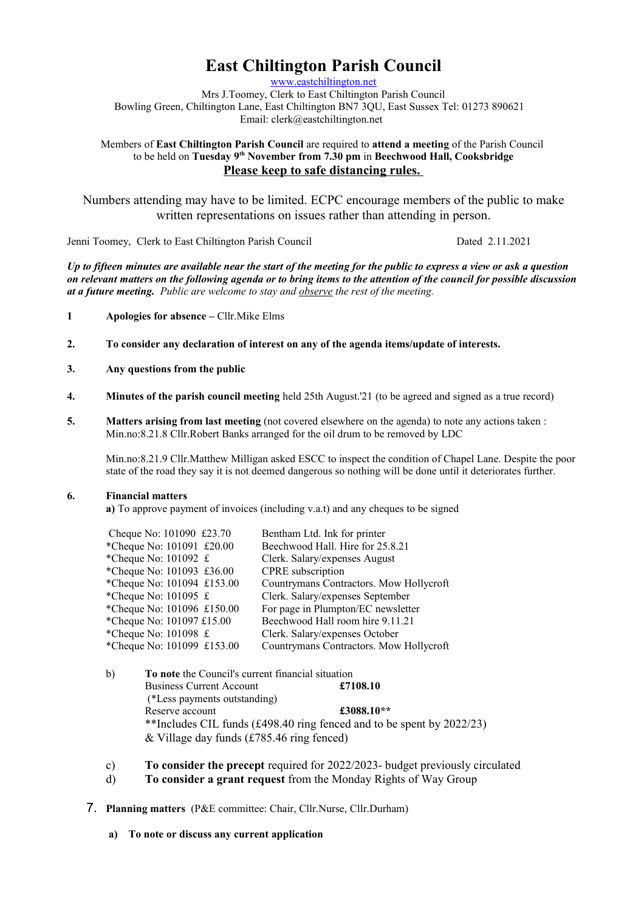# East Chiltington Parish Council

www.eastchiltington.net

Mrs J.Toomey, Clerk to East Chiltington Parish Council
Bowling Green, Chiltington Lane, East Chiltington BN7 3QU, East Sussex Tel: 01273 890621
Email: clerk@eastchiltington.net

Members of **East Chiltington Parish Council** are required to **attend a meeting** of the Parish Council to be held on **Tuesday 9th November from 7.30 pm** in **Beechwood Hall, Cooksbridge**

**Please keep to safe distancing rules.**

Numbers attending may have to be limited. ECPC encourage members of the public to make written representations on issues rather than attending in person.

Jenni Toomey, Clerk to East Chiltington Parish Council — Dated 2.11.2021

***Up to fifteen minutes are available near the start of the meeting for the public to express a view or ask a question on relevant matters on the following agenda or to bring items to the attention of the council for possible discussion at a future meeting.*** *Public are welcome to stay and observe the rest of the meeting.*

**1 Apologies for absence –** Cllr.Mike Elms

**2. To consider any declaration of interest on any of the agenda items/update of interests.**

**3. Any questions from the public**

**4. Minutes of the parish council meeting** held 25th August.'21 (to be agreed and signed as a true record)

**5. Matters arising from last meeting** (not covered elsewhere on the agenda) to note any actions taken :
Min.no:8.21.8 Cllr.Robert Banks arranged for the oil drum to be removed by LDC

Min.no:8.21.9 Cllr.Matthew Milligan asked ESCC to inspect the condition of Chapel Lane. Despite the poor state of the road they say it is not deemed dangerous so nothing will be done until it deteriorates further.

**6. Financial matters**

**a)** To approve payment of invoices (including v.a.t) and any cheques to be signed

| Cheque | Amount | Payee |
|---|---|---|
| Cheque No: 101090 | £23.70 | Bentham Ltd. Ink for printer |
| *Cheque No: 101091 | £20.00 | Beechwood Hall. Hire for 25.8.21 |
| *Cheque No: 101092 | £ | Clerk. Salary/expenses August |
| *Cheque No: 101093 | £36.00 | CPRE subscription |
| *Cheque No: 101094 | £153.00 | Countrymans Contractors. Mow Hollycroft |
| *Cheque No: 101095 | £ | Clerk. Salary/expenses September |
| *Cheque No: 101096 | £150.00 | For page in Plumpton/EC newsletter |
| *Cheque No: 101097 | £15.00 | Beechwood Hall room hire 9.11.21 |
| *Cheque No: 101098 | £ | Clerk. Salary/expenses October |
| *Cheque No: 101099 | £153.00 | Countrymans Contractors. Mow Hollycroft |

b) **To note** the Council's current financial situation

Business Current Account **£7108.10**
(*Less payments outstanding)
Reserve account **£3088.10****
**Includes CIL funds (£498.40 ring fenced and to be spent by 2022/23) & Village day funds (£785.46 ring fenced)

c) **To consider the precept** required for 2022/2023- budget previously circulated

d) **To consider a grant request** from the Monday Rights of Way Group

**7. Planning matters** (P&E committee: Chair, Cllr.Nurse, Cllr.Durham)

**a) To note or discuss any current application**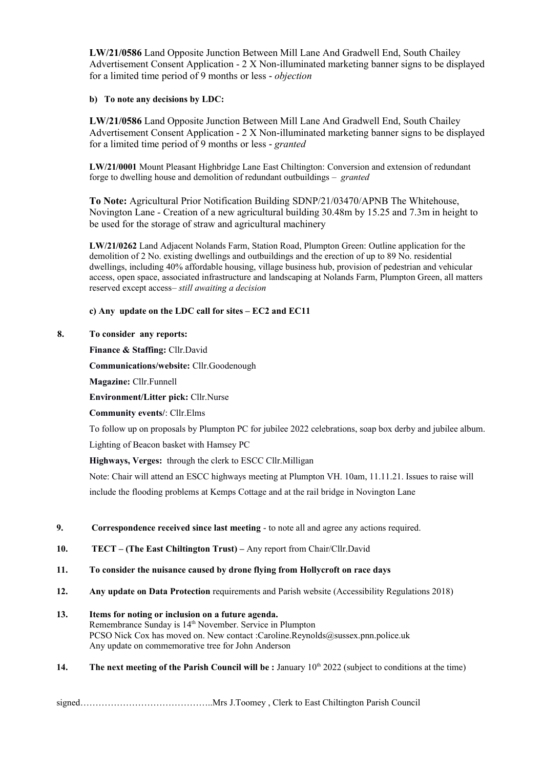**LW/21/0586** Land Opposite Junction Between Mill Lane And Gradwell End, South Chailey Advertisement Consent Application - 2 X Non-illuminated marketing banner signs to be displayed for a limited time period of 9 months or less - *objection*

**b) To note any decisions by LDC:**

**LW/21/0586** Land Opposite Junction Between Mill Lane And Gradwell End, South Chailey Advertisement Consent Application - 2 X Non-illuminated marketing banner signs to be displayed for a limited time period of 9 months or less - *granted*

**LW/21/0001** Mount Pleasant Highbridge Lane East Chiltington: Conversion and extension of redundant forge to dwelling house and demolition of redundant outbuildings – *granted*

**To Note:** Agricultural Prior Notification Building SDNP/21/03470/APNB The Whitehouse, Novington Lane - Creation of a new agricultural building 30.48m by 15.25 and 7.3m in height to be used for the storage of straw and agricultural machinery

**LW/21/0262** Land Adjacent Nolands Farm, Station Road, Plumpton Green: Outline application for the demolition of 2 No. existing dwellings and outbuildings and the erection of up to 89 No. residential dwellings, including 40% affordable housing, village business hub, provision of pedestrian and vehicular access, open space, associated infrastructure and landscaping at Nolands Farm, Plumpton Green, all matters reserved except access– *still awaiting a decision*

**c) Any update on the LDC call for sites – EC2 and EC11**

**8. To consider any reports:**

**Finance & Staffing:** Cllr.David

**Communications/website:** Cllr.Goodenough

**Magazine:** Cllr.Funnell

**Environment/Litter pick:** Cllr.Nurse

**Community events/**: Cllr.Elms

To follow up on proposals by Plumpton PC for jubilee 2022 celebrations, soap box derby and jubilee album.

Lighting of Beacon basket with Hamsey PC

**Highways, Verges:** through the clerk to ESCC Cllr.Milligan

Note: Chair will attend an ESCC highways meeting at Plumpton VH. 10am, 11.11.21. Issues to raise will include the flooding problems at Kemps Cottage and at the rail bridge in Novington Lane

**9. Correspondence received since last meeting** - to note all and agree any actions required.

**10. TECT – (The East Chiltington Trust) –** Any report from Chair/Cllr.David

**11. To consider the nuisance caused by drone flying from Hollycroft on race days**

**12. Any update on Data Protection** requirements and Parish website (Accessibility Regulations 2018)

**13. Items for noting or inclusion on a future agenda.**
Remembrance Sunday is 14th November. Service in Plumpton
PCSO Nick Cox has moved on. New contact :Caroline.Reynolds@sussex.pnn.police.uk
Any update on commemorative tree for John Anderson

**14. The next meeting of the Parish Council will be :** January 10th 2022 (subject to conditions at the time)

signed……………………………………..Mrs J.Toomey , Clerk to East Chiltington Parish Council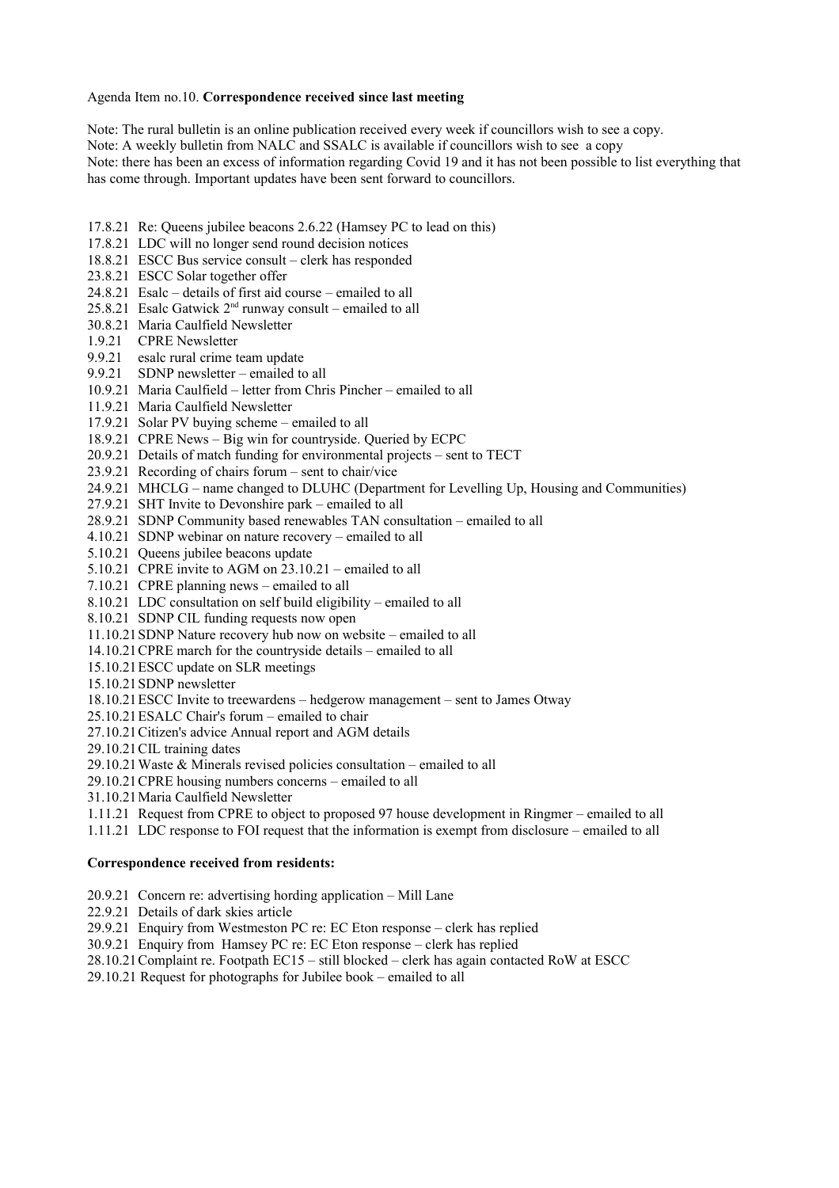Agenda Item no.10. **Correspondence received since last meeting**

Note: The rural bulletin is an online publication received every week if councillors wish to see a copy.
Note: A weekly bulletin from NALC and SSALC is available if councillors wish to see a copy
Note: there has been an excess of information regarding Covid 19 and it has not been possible to list everything that has come through. Important updates have been sent forward to councillors.

17.8.21 Re: Queens jubilee beacons 2.6.22 (Hamsey PC to lead on this)
17.8.21 LDC will no longer send round decision notices
18.8.21 ESCC Bus service consult – clerk has responded
23.8.21 ESCC Solar together offer
24.8.21 Esalc – details of first aid course – emailed to all
25.8.21 Esalc Gatwick 2nd runway consult – emailed to all
30.8.21 Maria Caulfield Newsletter
1.9.21 CPRE Newsletter
9.9.21 esalc rural crime team update
9.9.21 SDNP newsletter – emailed to all
10.9.21 Maria Caulfield – letter from Chris Pincher – emailed to all
11.9.21 Maria Caulfield Newsletter
17.9.21 Solar PV buying scheme – emailed to all
18.9.21 CPRE News – Big win for countryside. Queried by ECPC
20.9.21 Details of match funding for environmental projects – sent to TECT
23.9.21 Recording of chairs forum – sent to chair/vice
24.9.21 MHCLG – name changed to DLUHC (Department for Levelling Up, Housing and Communities)
27.9.21 SHT Invite to Devonshire park – emailed to all
28.9.21 SDNP Community based renewables TAN consultation – emailed to all
4.10.21 SDNP webinar on nature recovery – emailed to all
5.10.21 Queens jubilee beacons update
5.10.21 CPRE invite to AGM on 23.10.21 – emailed to all
7.10.21 CPRE planning news – emailed to all
8.10.21 LDC consultation on self build eligibility – emailed to all
8.10.21 SDNP CIL funding requests now open
11.10.21 SDNP Nature recovery hub now on website – emailed to all
14.10.21 CPRE march for the countryside details – emailed to all
15.10.21 ESCC update on SLR meetings
15.10.21 SDNP newsletter
18.10.21 ESCC Invite to treewardens – hedgerow management – sent to James Otway
25.10.21 ESALC Chair's forum – emailed to chair
27.10.21 Citizen's advice Annual report and AGM details
29.10.21 CIL training dates
29.10.21 Waste & Minerals revised policies consultation – emailed to all
29.10.21 CPRE housing numbers concerns – emailed to all
31.10.21 Maria Caulfield Newsletter
1.11.21 Request from CPRE to object to proposed 97 house development in Ringmer – emailed to all
1.11.21 LDC response to FOI request that the information is exempt from disclosure – emailed to all

**Correspondence received from residents:**

20.9.21 Concern re: advertising hording application – Mill Lane
22.9.21 Details of dark skies article
29.9.21 Enquiry from Westmeston PC re: EC Eton response – clerk has replied
30.9.21 Enquiry from Hamsey PC re: EC Eton response – clerk has replied
28.10.21 Complaint re. Footpath EC15 – still blocked – clerk has again contacted RoW at ESCC
29.10.21 Request for photographs for Jubilee book – emailed to all